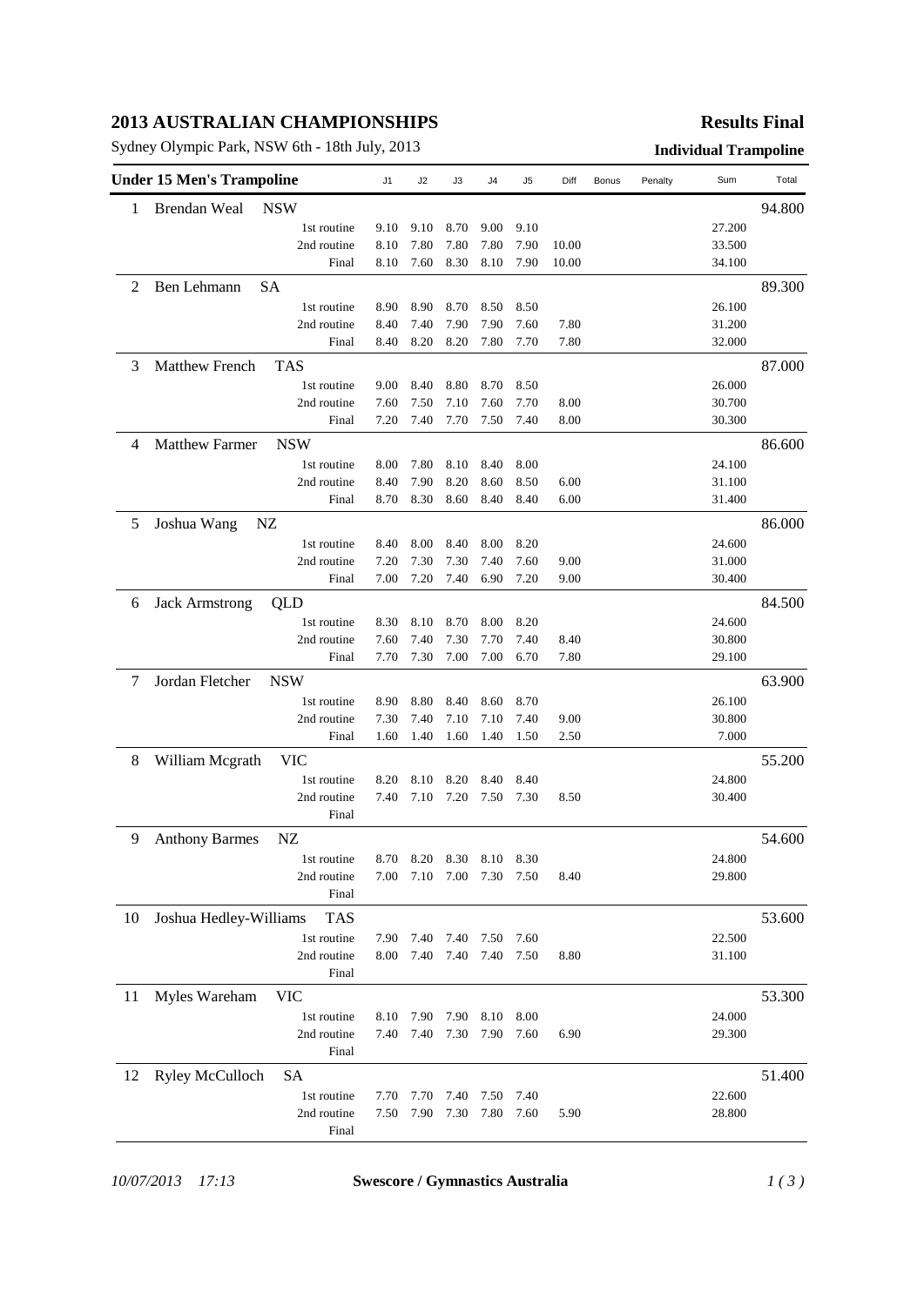# 2013 AUSTRALIAN CHAMPIONSHIPS

**Results Final**

Sydney Olympic Park, NSW 6th - 18th July, 2013

**Individual Trampoline**

| Under 15 Men's Trampoline | | J1 | J2 | J3 | J4 | J5 | Diff | Bonus | Penalty | Sum | Total |
|---|---|---|---|---|---|---|---|---|---|---|---|
| 1 | Brendan Weal NSW | | | | | | | | | | 94.800 |
| | 1st routine | 9.10 | 9.10 | 8.70 | 9.00 | 9.10 | | | | 27.200 | |
| | 2nd routine | 8.10 | 7.80 | 7.80 | 7.80 | 7.90 | 10.00 | | | 33.500 | |
| | Final | 8.10 | 7.60 | 8.30 | 8.10 | 7.90 | 10.00 | | | 34.100 | |
| 2 | Ben Lehmann SA | | | | | | | | | | 89.300 |
| | 1st routine | 8.90 | 8.90 | 8.70 | 8.50 | 8.50 | | | | 26.100 | |
| | 2nd routine | 8.40 | 7.40 | 7.90 | 7.90 | 7.60 | 7.80 | | | 31.200 | |
| | Final | 8.40 | 8.20 | 8.20 | 7.80 | 7.70 | 7.80 | | | 32.000 | |
| 3 | Matthew French TAS | | | | | | | | | | 87.000 |
| | 1st routine | 9.00 | 8.40 | 8.80 | 8.70 | 8.50 | | | | 26.000 | |
| | 2nd routine | 7.60 | 7.50 | 7.10 | 7.60 | 7.70 | 8.00 | | | 30.700 | |
| | Final | 7.20 | 7.40 | 7.70 | 7.50 | 7.40 | 8.00 | | | 30.300 | |
| 4 | Matthew Farmer NSW | | | | | | | | | | 86.600 |
| | 1st routine | 8.00 | 7.80 | 8.10 | 8.40 | 8.00 | | | | 24.100 | |
| | 2nd routine | 8.40 | 7.90 | 8.20 | 8.60 | 8.50 | 6.00 | | | 31.100 | |
| | Final | 8.70 | 8.30 | 8.60 | 8.40 | 8.40 | 6.00 | | | 31.400 | |
| 5 | Joshua Wang NZ | | | | | | | | | | 86.000 |
| | 1st routine | 8.40 | 8.00 | 8.40 | 8.00 | 8.20 | | | | 24.600 | |
| | 2nd routine | 7.20 | 7.30 | 7.30 | 7.40 | 7.60 | 9.00 | | | 31.000 | |
| | Final | 7.00 | 7.20 | 7.40 | 6.90 | 7.20 | 9.00 | | | 30.400 | |
| 6 | Jack Armstrong QLD | | | | | | | | | | 84.500 |
| | 1st routine | 8.30 | 8.10 | 8.70 | 8.00 | 8.20 | | | | 24.600 | |
| | 2nd routine | 7.60 | 7.40 | 7.30 | 7.70 | 7.40 | 8.40 | | | 30.800 | |
| | Final | 7.70 | 7.30 | 7.00 | 7.00 | 6.70 | 7.80 | | | 29.100 | |
| 7 | Jordan Fletcher NSW | | | | | | | | | | 63.900 |
| | 1st routine | 8.90 | 8.80 | 8.40 | 8.60 | 8.70 | | | | 26.100 | |
| | 2nd routine | 7.30 | 7.40 | 7.10 | 7.10 | 7.40 | 9.00 | | | 30.800 | |
| | Final | 1.60 | 1.40 | 1.60 | 1.40 | 1.50 | 2.50 | | | 7.000 | |
| 8 | William Mcgrath VIC | | | | | | | | | | 55.200 |
| | 1st routine | 8.20 | 8.10 | 8.20 | 8.40 | 8.40 | | | | 24.800 | |
| | 2nd routine | 7.40 | 7.10 | 7.20 | 7.50 | 7.30 | 8.50 | | | 30.400 | |
| | Final | | | | | | | | | | |
| 9 | Anthony Barmes NZ | | | | | | | | | | 54.600 |
| | 1st routine | 8.70 | 8.20 | 8.30 | 8.10 | 8.30 | | | | 24.800 | |
| | 2nd routine | 7.00 | 7.10 | 7.00 | 7.30 | 7.50 | 8.40 | | | 29.800 | |
| | Final | | | | | | | | | | |
| 10 | Joshua Hedley-Williams TAS | | | | | | | | | | 53.600 |
| | 1st routine | 7.90 | 7.40 | 7.40 | 7.50 | 7.60 | | | | 22.500 | |
| | 2nd routine | 8.00 | 7.40 | 7.40 | 7.40 | 7.50 | 8.80 | | | 31.100 | |
| | Final | | | | | | | | | | |
| 11 | Myles Wareham VIC | | | | | | | | | | 53.300 |
| | 1st routine | 8.10 | 7.90 | 7.90 | 8.10 | 8.00 | | | | 24.000 | |
| | 2nd routine | 7.40 | 7.40 | 7.30 | 7.90 | 7.60 | 6.90 | | | 29.300 | |
| | Final | | | | | | | | | | |
| 12 | Ryley McCulloch SA | | | | | | | | | | 51.400 |
| | 1st routine | 7.70 | 7.70 | 7.40 | 7.50 | 7.40 | | | | 22.600 | |
| | 2nd routine | 7.50 | 7.90 | 7.30 | 7.80 | 7.60 | 5.90 | | | 28.800 | |
| | Final | | | | | | | | | | |

*10/07/2013 17:13* **Swescore / Gymnastics Australia**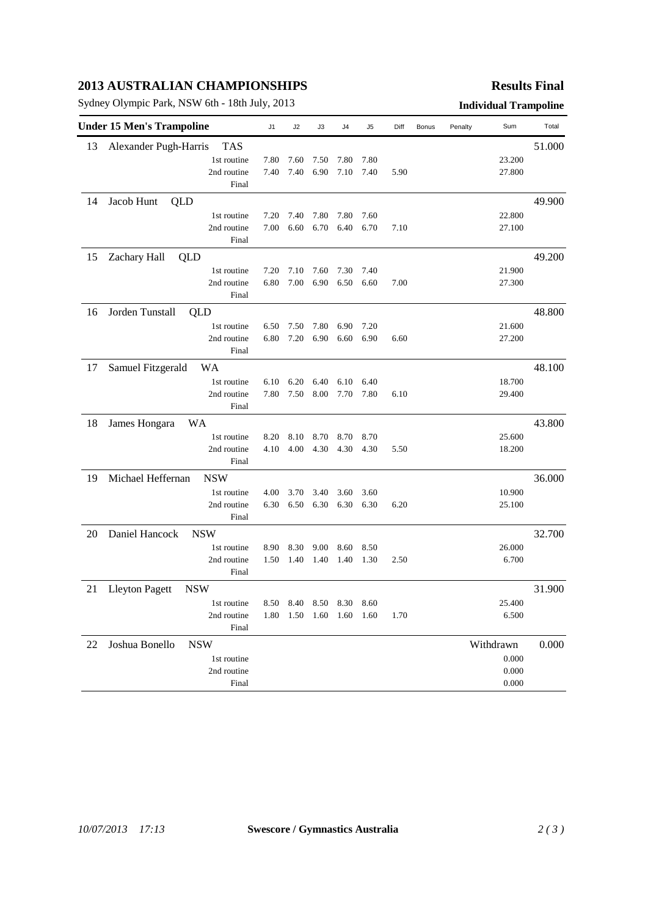## 2013 AUSTRALIAN CHAMPIONSHIPS

Sydney Olympic Park, NSW 6th - 18th July, 2013

**Results Final**

**Individual Trampoline**

| Under 15 Men's Trampoline | | J1 | J2 | J3 | J4 | J5 | Diff | Bonus | Penalty | Sum | Total |
|---|---|---|---|---|---|---|---|---|---|---|---|
| 13 | Alexander Pugh-Harris TAS | | | | | | | | | | 51.000 |
| | 1st routine | 7.80 | 7.60 | 7.50 | 7.80 | 7.80 | | | | 23.200 | |
| | 2nd routine | 7.40 | 7.40 | 6.90 | 7.10 | 7.40 | 5.90 | | | 27.800 | |
| | Final | | | | | | | | | | |
| 14 | Jacob Hunt QLD | | | | | | | | | | 49.900 |
| | 1st routine | 7.20 | 7.40 | 7.80 | 7.80 | 7.60 | | | | 22.800 | |
| | 2nd routine | 7.00 | 6.60 | 6.70 | 6.40 | 6.70 | 7.10 | | | 27.100 | |
| | Final | | | | | | | | | | |
| 15 | Zachary Hall QLD | | | | | | | | | | 49.200 |
| | 1st routine | 7.20 | 7.10 | 7.60 | 7.30 | 7.40 | | | | 21.900 | |
| | 2nd routine | 6.80 | 7.00 | 6.90 | 6.50 | 6.60 | 7.00 | | | 27.300 | |
| | Final | | | | | | | | | | |
| 16 | Jorden Tunstall QLD | | | | | | | | | | 48.800 |
| | 1st routine | 6.50 | 7.50 | 7.80 | 6.90 | 7.20 | | | | 21.600 | |
| | 2nd routine | 6.80 | 7.20 | 6.90 | 6.60 | 6.90 | 6.60 | | | 27.200 | |
| | Final | | | | | | | | | | |
| 17 | Samuel Fitzgerald WA | | | | | | | | | | 48.100 |
| | 1st routine | 6.10 | 6.20 | 6.40 | 6.10 | 6.40 | | | | 18.700 | |
| | 2nd routine | 7.80 | 7.50 | 8.00 | 7.70 | 7.80 | 6.10 | | | 29.400 | |
| | Final | | | | | | | | | | |
| 18 | James Hongara WA | | | | | | | | | | 43.800 |
| | 1st routine | 8.20 | 8.10 | 8.70 | 8.70 | 8.70 | | | | 25.600 | |
| | 2nd routine | 4.10 | 4.00 | 4.30 | 4.30 | 4.30 | 5.50 | | | 18.200 | |
| | Final | | | | | | | | | | |
| 19 | Michael Heffernan NSW | | | | | | | | | | 36.000 |
| | 1st routine | 4.00 | 3.70 | 3.40 | 3.60 | 3.60 | | | | 10.900 | |
| | 2nd routine | 6.30 | 6.50 | 6.30 | 6.30 | 6.30 | 6.20 | | | 25.100 | |
| | Final | | | | | | | | | | |
| 20 | Daniel Hancock NSW | | | | | | | | | | 32.700 |
| | 1st routine | 8.90 | 8.30 | 9.00 | 8.60 | 8.50 | | | | 26.000 | |
| | 2nd routine | 1.50 | 1.40 | 1.40 | 1.40 | 1.30 | 2.50 | | | 6.700 | |
| | Final | | | | | | | | | | |
| 21 | Lleyton Pagett NSW | | | | | | | | | | 31.900 |
| | 1st routine | 8.50 | 8.40 | 8.50 | 8.30 | 8.60 | | | | 25.400 | |
| | 2nd routine | 1.80 | 1.50 | 1.60 | 1.60 | 1.60 | 1.70 | | | 6.500 | |
| | Final | | | | | | | | | | |
| 22 | Joshua Bonello NSW | | | | | | | | | Withdrawn | 0.000 |
| | 1st routine | | | | | | | | | 0.000 | |
| | 2nd routine | | | | | | | | | 0.000 | |
| | Final | | | | | | | | | 0.000 | |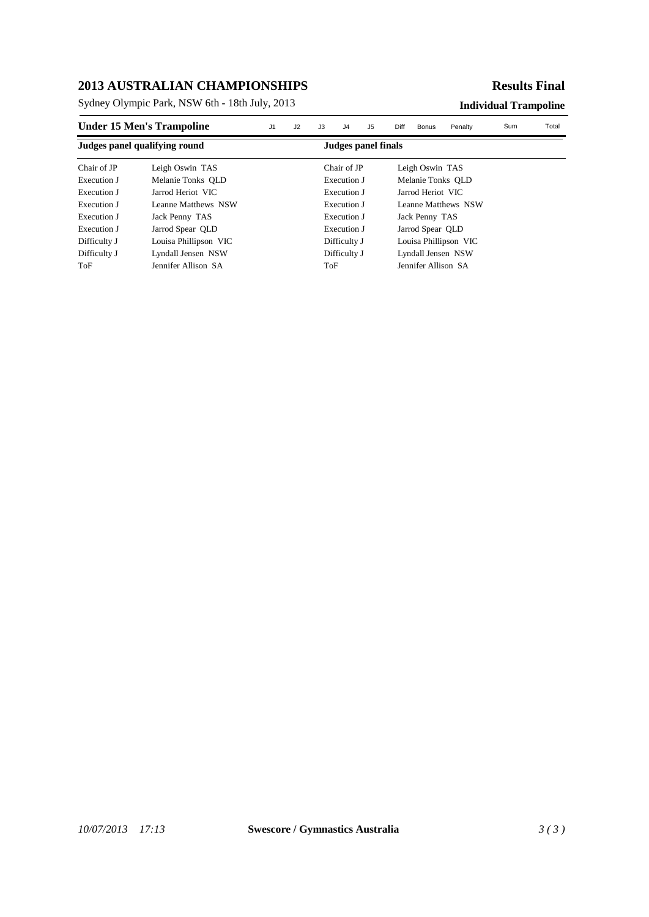## 2013 AUSTRALIAN CHAMPIONSHIPS

**Results Final**

Sydney Olympic Park, NSW 6th - 18th July, 2013

**Individual Trampoline**

### Under 15 Men's Trampoline

| J1 | J2 | J3 | J4 | J5 | Diff | Bonus | Penalty | Sum | Total |
|---|---|---|---|---|---|---|---|---|---|

| Judges panel qualifying round | | Judges panel finals | |
|---|---|---|---|
| Chair of JP | Leigh Oswin TAS | Chair of JP | Leigh Oswin TAS |
| Execution J | Melanie Tonks QLD | Execution J | Melanie Tonks QLD |
| Execution J | Jarrod Heriot VIC | Execution J | Jarrod Heriot VIC |
| Execution J | Leanne Matthews NSW | Execution J | Leanne Matthews NSW |
| Execution J | Jack Penny TAS | Execution J | Jack Penny TAS |
| Execution J | Jarrod Spear QLD | Execution J | Jarrod Spear QLD |
| Difficulty J | Louisa Phillipson VIC | Difficulty J | Louisa Phillipson VIC |
| Difficulty J | Lyndall Jensen NSW | Difficulty J | Lyndall Jensen NSW |
| ToF | Jennifer Allison SA | ToF | Jennifer Allison SA |

*10/07/2013 17:13* **Swescore / Gymnastics Australia**